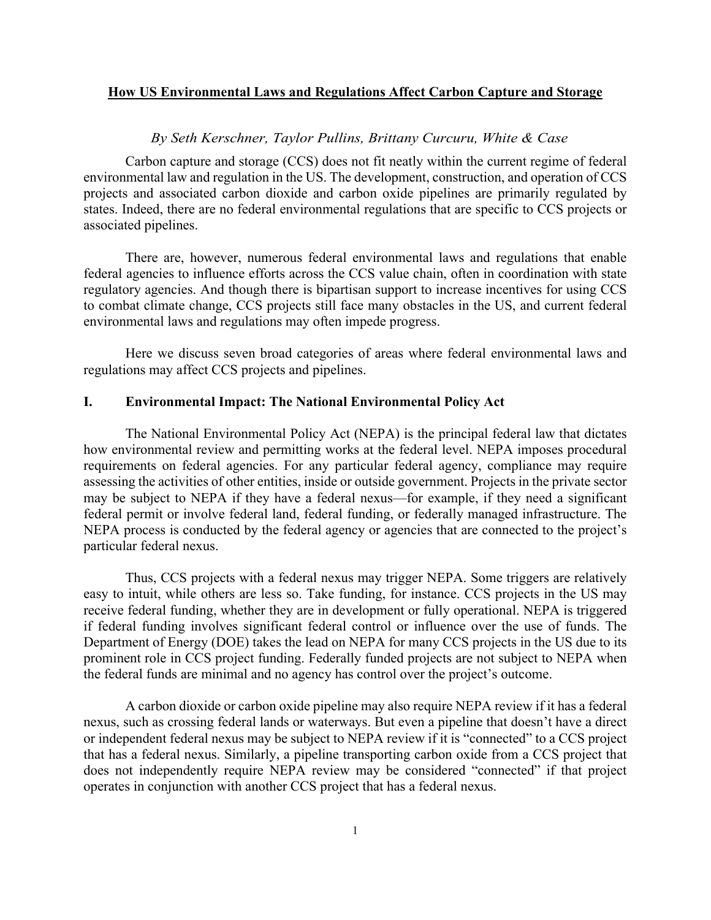# **How US Environmental Laws and Regulations Affect Carbon Capture and Storage**

*By Seth Kerschner, Taylor Pullins, Brittany Curcuru, White & Case*

Carbon capture and storage (CCS) does not fit neatly within the current regime of federal environmental law and regulation in the US. The development, construction, and operation of CCS projects and associated carbon dioxide and carbon oxide pipelines are primarily regulated by states. Indeed, there are no federal environmental regulations that are specific to CCS projects or associated pipelines.

There are, however, numerous federal environmental laws and regulations that enable federal agencies to influence efforts across the CCS value chain, often in coordination with state regulatory agencies. And though there is bipartisan support to increase incentives for using CCS to combat climate change, CCS projects still face many obstacles in the US, and current federal environmental laws and regulations may often impede progress.

Here we discuss seven broad categories of areas where federal environmental laws and regulations may affect CCS projects and pipelines.

## I. Environmental Impact: The National Environmental Policy Act

The National Environmental Policy Act (NEPA) is the principal federal law that dictates how environmental review and permitting works at the federal level. NEPA imposes procedural requirements on federal agencies. For any particular federal agency, compliance may require assessing the activities of other entities, inside or outside government. Projects in the private sector may be subject to NEPA if they have a federal nexus—for example, if they need a significant federal permit or involve federal land, federal funding, or federally managed infrastructure. The NEPA process is conducted by the federal agency or agencies that are connected to the project's particular federal nexus.

Thus, CCS projects with a federal nexus may trigger NEPA. Some triggers are relatively easy to intuit, while others are less so. Take funding, for instance. CCS projects in the US may receive federal funding, whether they are in development or fully operational. NEPA is triggered if federal funding involves significant federal control or influence over the use of funds. The Department of Energy (DOE) takes the lead on NEPA for many CCS projects in the US due to its prominent role in CCS project funding. Federally funded projects are not subject to NEPA when the federal funds are minimal and no agency has control over the project's outcome.

A carbon dioxide or carbon oxide pipeline may also require NEPA review if it has a federal nexus, such as crossing federal lands or waterways. But even a pipeline that doesn't have a direct or independent federal nexus may be subject to NEPA review if it is "connected" to a CCS project that has a federal nexus. Similarly, a pipeline transporting carbon oxide from a CCS project that does not independently require NEPA review may be considered "connected" if that project operates in conjunction with another CCS project that has a federal nexus.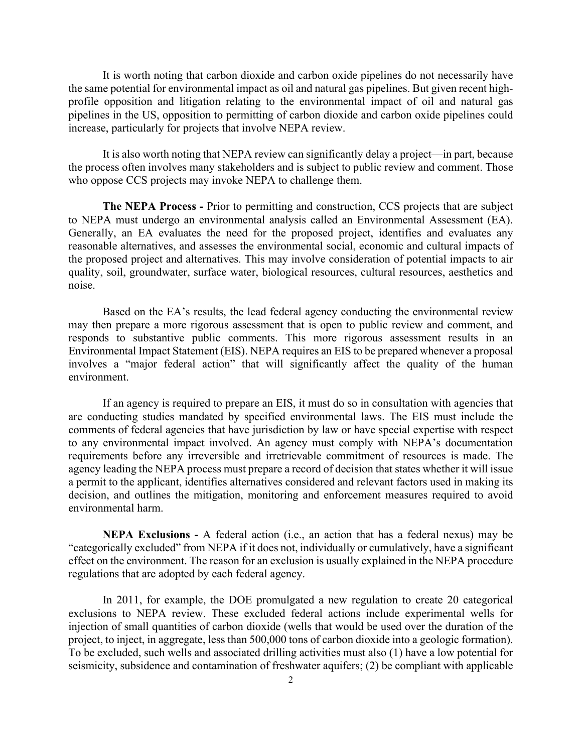It is worth noting that carbon dioxide and carbon oxide pipelines do not necessarily have the same potential for environmental impact as oil and natural gas pipelines. But given recent high-profile opposition and litigation relating to the environmental impact of oil and natural gas pipelines in the US, opposition to permitting of carbon dioxide and carbon oxide pipelines could increase, particularly for projects that involve NEPA review.

It is also worth noting that NEPA review can significantly delay a project—in part, because the process often involves many stakeholders and is subject to public review and comment. Those who oppose CCS projects may invoke NEPA to challenge them.

**The NEPA Process -** Prior to permitting and construction, CCS projects that are subject to NEPA must undergo an environmental analysis called an Environmental Assessment (EA). Generally, an EA evaluates the need for the proposed project, identifies and evaluates any reasonable alternatives, and assesses the environmental social, economic and cultural impacts of the proposed project and alternatives. This may involve consideration of potential impacts to air quality, soil, groundwater, surface water, biological resources, cultural resources, aesthetics and noise.

Based on the EA's results, the lead federal agency conducting the environmental review may then prepare a more rigorous assessment that is open to public review and comment, and responds to substantive public comments. This more rigorous assessment results in an Environmental Impact Statement (EIS). NEPA requires an EIS to be prepared whenever a proposal involves a "major federal action" that will significantly affect the quality of the human environment.

If an agency is required to prepare an EIS, it must do so in consultation with agencies that are conducting studies mandated by specified environmental laws. The EIS must include the comments of federal agencies that have jurisdiction by law or have special expertise with respect to any environmental impact involved. An agency must comply with NEPA's documentation requirements before any irreversible and irretrievable commitment of resources is made. The agency leading the NEPA process must prepare a record of decision that states whether it will issue a permit to the applicant, identifies alternatives considered and relevant factors used in making its decision, and outlines the mitigation, monitoring and enforcement measures required to avoid environmental harm.

**NEPA Exclusions -** A federal action (i.e., an action that has a federal nexus) may be "categorically excluded" from NEPA if it does not, individually or cumulatively, have a significant effect on the environment. The reason for an exclusion is usually explained in the NEPA procedure regulations that are adopted by each federal agency.

In 2011, for example, the DOE promulgated a new regulation to create 20 categorical exclusions to NEPA review. These excluded federal actions include experimental wells for injection of small quantities of carbon dioxide (wells that would be used over the duration of the project, to inject, in aggregate, less than 500,000 tons of carbon dioxide into a geologic formation). To be excluded, such wells and associated drilling activities must also (1) have a low potential for seismicity, subsidence and contamination of freshwater aquifers; (2) be compliant with applicable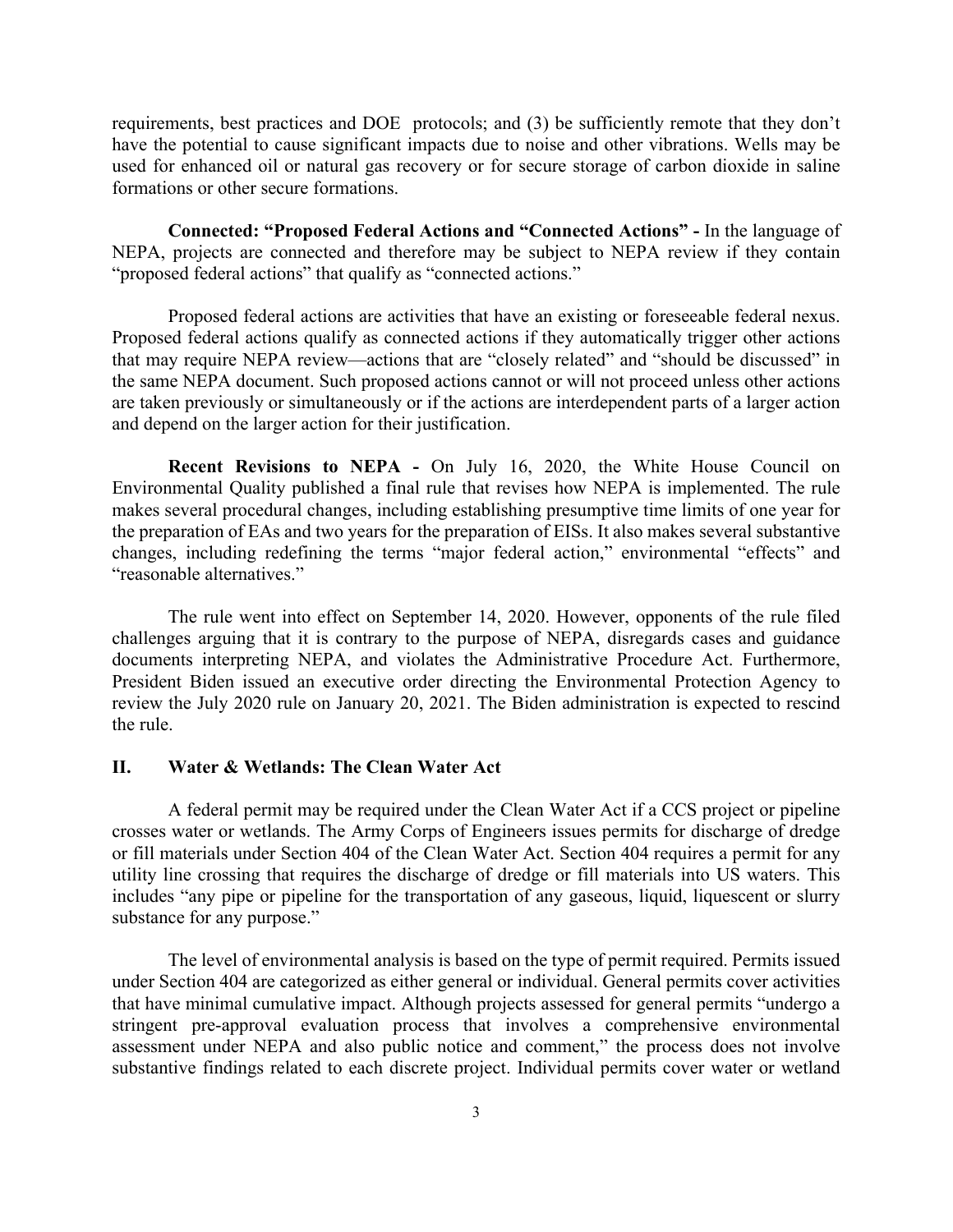requirements, best practices and DOE protocols; and (3) be sufficiently remote that they don't have the potential to cause significant impacts due to noise and other vibrations. Wells may be used for enhanced oil or natural gas recovery or for secure storage of carbon dioxide in saline formations or other secure formations.

**Connected: "Proposed Federal Actions and "Connected Actions" -** In the language of NEPA, projects are connected and therefore may be subject to NEPA review if they contain "proposed federal actions" that qualify as "connected actions."

Proposed federal actions are activities that have an existing or foreseeable federal nexus. Proposed federal actions qualify as connected actions if they automatically trigger other actions that may require NEPA review—actions that are "closely related" and "should be discussed" in the same NEPA document. Such proposed actions cannot or will not proceed unless other actions are taken previously or simultaneously or if the actions are interdependent parts of a larger action and depend on the larger action for their justification.

**Recent Revisions to NEPA -** On July 16, 2020, the White House Council on Environmental Quality published a final rule that revises how NEPA is implemented. The rule makes several procedural changes, including establishing presumptive time limits of one year for the preparation of EAs and two years for the preparation of EISs. It also makes several substantive changes, including redefining the terms "major federal action," environmental "effects" and "reasonable alternatives."

The rule went into effect on September 14, 2020. However, opponents of the rule filed challenges arguing that it is contrary to the purpose of NEPA, disregards cases and guidance documents interpreting NEPA, and violates the Administrative Procedure Act. Furthermore, President Biden issued an executive order directing the Environmental Protection Agency to review the July 2020 rule on January 20, 2021. The Biden administration is expected to rescind the rule.

## II. Water & Wetlands: The Clean Water Act

A federal permit may be required under the Clean Water Act if a CCS project or pipeline crosses water or wetlands. The Army Corps of Engineers issues permits for discharge of dredge or fill materials under Section 404 of the Clean Water Act. Section 404 requires a permit for any utility line crossing that requires the discharge of dredge or fill materials into US waters. This includes "any pipe or pipeline for the transportation of any gaseous, liquid, liquescent or slurry substance for any purpose."

The level of environmental analysis is based on the type of permit required. Permits issued under Section 404 are categorized as either general or individual. General permits cover activities that have minimal cumulative impact. Although projects assessed for general permits "undergo a stringent pre-approval evaluation process that involves a comprehensive environmental assessment under NEPA and also public notice and comment," the process does not involve substantive findings related to each discrete project. Individual permits cover water or wetland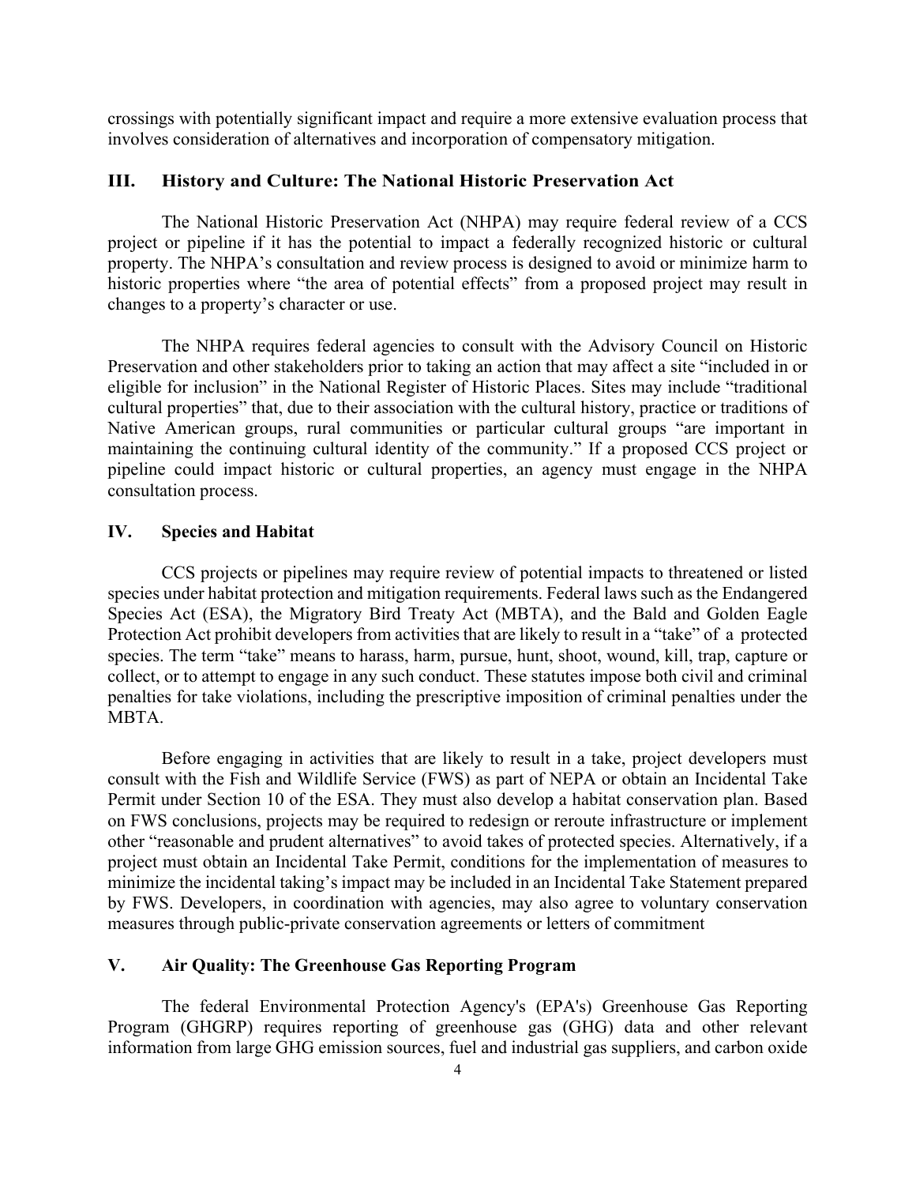crossings with potentially significant impact and require a more extensive evaluation process that involves consideration of alternatives and incorporation of compensatory mitigation.

## III. History and Culture: The National Historic Preservation Act

The National Historic Preservation Act (NHPA) may require federal review of a CCS project or pipeline if it has the potential to impact a federally recognized historic or cultural property. The NHPA's consultation and review process is designed to avoid or minimize harm to historic properties where "the area of potential effects" from a proposed project may result in changes to a property's character or use.

The NHPA requires federal agencies to consult with the Advisory Council on Historic Preservation and other stakeholders prior to taking an action that may affect a site "included in or eligible for inclusion" in the National Register of Historic Places. Sites may include "traditional cultural properties" that, due to their association with the cultural history, practice or traditions of Native American groups, rural communities or particular cultural groups "are important in maintaining the continuing cultural identity of the community." If a proposed CCS project or pipeline could impact historic or cultural properties, an agency must engage in the NHPA consultation process.

## IV. Species and Habitat

CCS projects or pipelines may require review of potential impacts to threatened or listed species under habitat protection and mitigation requirements. Federal laws such as the Endangered Species Act (ESA), the Migratory Bird Treaty Act (MBTA), and the Bald and Golden Eagle Protection Act prohibit developers from activities that are likely to result in a "take" of a protected species. The term "take" means to harass, harm, pursue, hunt, shoot, wound, kill, trap, capture or collect, or to attempt to engage in any such conduct. These statutes impose both civil and criminal penalties for take violations, including the prescriptive imposition of criminal penalties under the MBTA.

Before engaging in activities that are likely to result in a take, project developers must consult with the Fish and Wildlife Service (FWS) as part of NEPA or obtain an Incidental Take Permit under Section 10 of the ESA. They must also develop a habitat conservation plan. Based on FWS conclusions, projects may be required to redesign or reroute infrastructure or implement other "reasonable and prudent alternatives" to avoid takes of protected species. Alternatively, if a project must obtain an Incidental Take Permit, conditions for the implementation of measures to minimize the incidental taking's impact may be included in an Incidental Take Statement prepared by FWS. Developers, in coordination with agencies, may also agree to voluntary conservation measures through public-private conservation agreements or letters of commitment

## V. Air Quality: The Greenhouse Gas Reporting Program

The federal Environmental Protection Agency's (EPA's) Greenhouse Gas Reporting Program (GHGRP) requires reporting of greenhouse gas (GHG) data and other relevant information from large GHG emission sources, fuel and industrial gas suppliers, and carbon oxide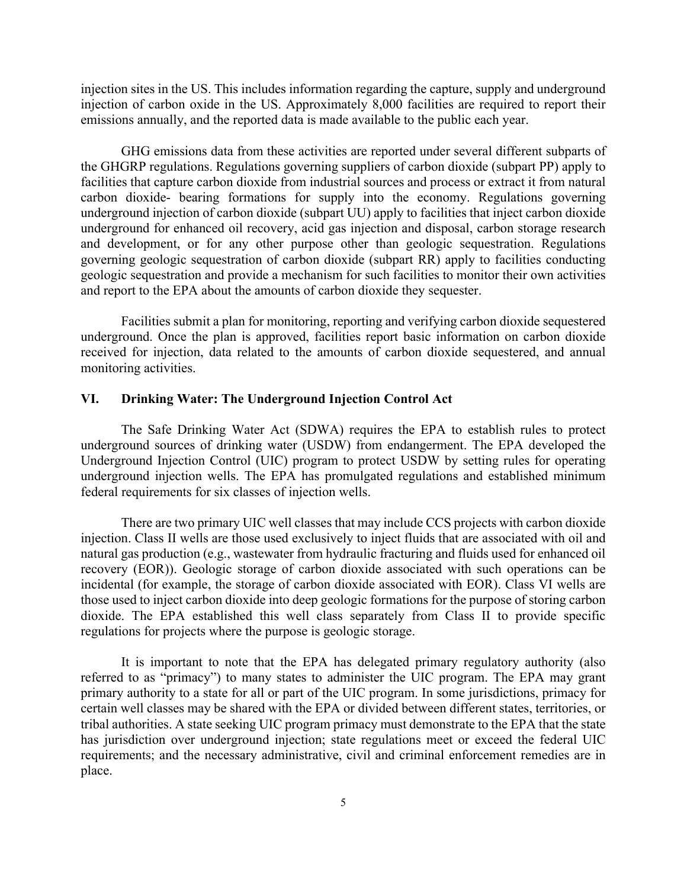injection sites in the US. This includes information regarding the capture, supply and underground injection of carbon oxide in the US. Approximately 8,000 facilities are required to report their emissions annually, and the reported data is made available to the public each year.

GHG emissions data from these activities are reported under several different subparts of the GHGRP regulations. Regulations governing suppliers of carbon dioxide (subpart PP) apply to facilities that capture carbon dioxide from industrial sources and process or extract it from natural carbon dioxide- bearing formations for supply into the economy. Regulations governing underground injection of carbon dioxide (subpart UU) apply to facilities that inject carbon dioxide underground for enhanced oil recovery, acid gas injection and disposal, carbon storage research and development, or for any other purpose other than geologic sequestration. Regulations governing geologic sequestration of carbon dioxide (subpart RR) apply to facilities conducting geologic sequestration and provide a mechanism for such facilities to monitor their own activities and report to the EPA about the amounts of carbon dioxide they sequester.

Facilities submit a plan for monitoring, reporting and verifying carbon dioxide sequestered underground. Once the plan is approved, facilities report basic information on carbon dioxide received for injection, data related to the amounts of carbon dioxide sequestered, and annual monitoring activities.

## VI. Drinking Water: The Underground Injection Control Act

The Safe Drinking Water Act (SDWA) requires the EPA to establish rules to protect underground sources of drinking water (USDW) from endangerment. The EPA developed the Underground Injection Control (UIC) program to protect USDW by setting rules for operating underground injection wells. The EPA has promulgated regulations and established minimum federal requirements for six classes of injection wells.

There are two primary UIC well classes that may include CCS projects with carbon dioxide injection. Class II wells are those used exclusively to inject fluids that are associated with oil and natural gas production (e.g., wastewater from hydraulic fracturing and fluids used for enhanced oil recovery (EOR)). Geologic storage of carbon dioxide associated with such operations can be incidental (for example, the storage of carbon dioxide associated with EOR). Class VI wells are those used to inject carbon dioxide into deep geologic formations for the purpose of storing carbon dioxide. The EPA established this well class separately from Class II to provide specific regulations for projects where the purpose is geologic storage.

It is important to note that the EPA has delegated primary regulatory authority (also referred to as "primacy") to many states to administer the UIC program. The EPA may grant primary authority to a state for all or part of the UIC program. In some jurisdictions, primacy for certain well classes may be shared with the EPA or divided between different states, territories, or tribal authorities. A state seeking UIC program primacy must demonstrate to the EPA that the state has jurisdiction over underground injection; state regulations meet or exceed the federal UIC requirements; and the necessary administrative, civil and criminal enforcement remedies are in place.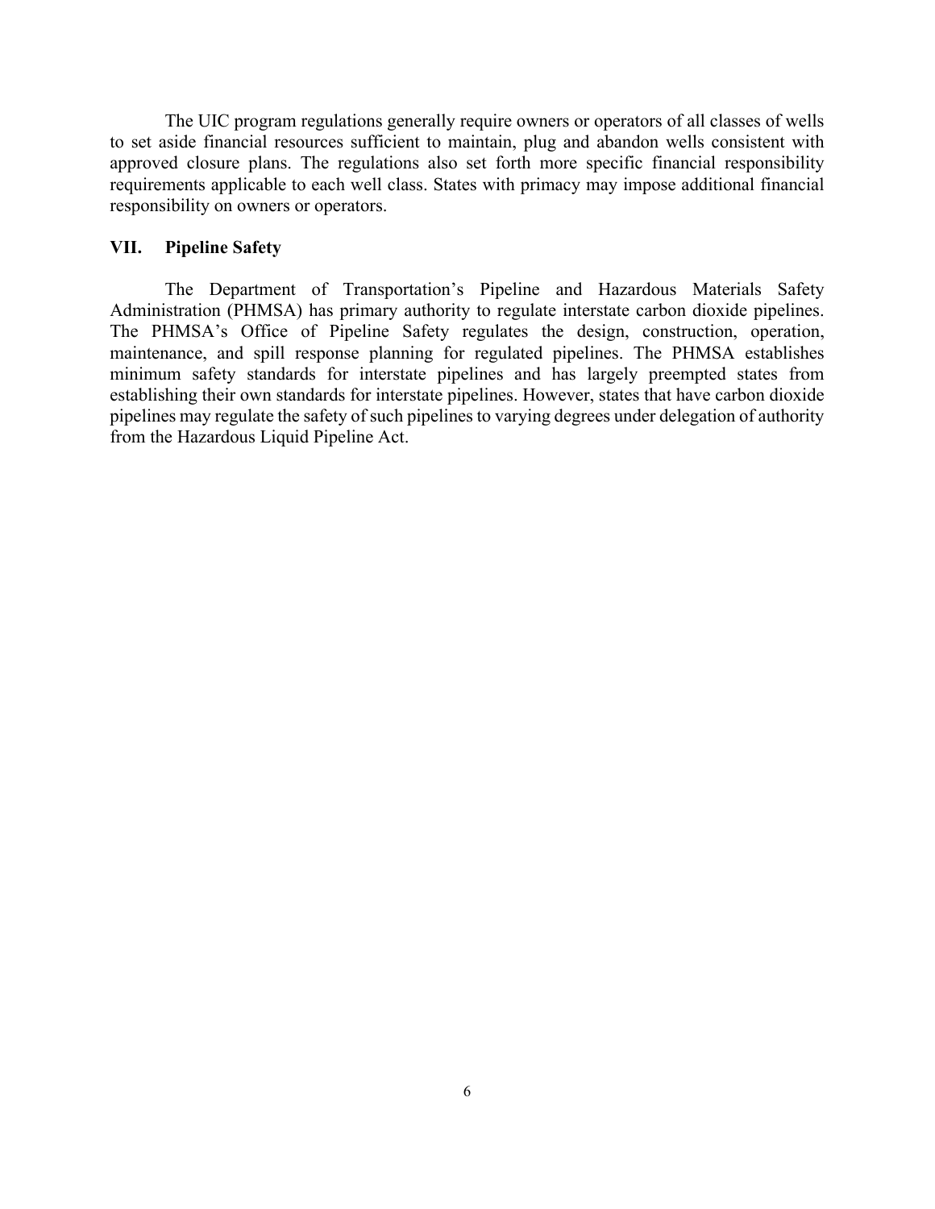The UIC program regulations generally require owners or operators of all classes of wells to set aside financial resources sufficient to maintain, plug and abandon wells consistent with approved closure plans. The regulations also set forth more specific financial responsibility requirements applicable to each well class. States with primacy may impose additional financial responsibility on owners or operators.

## VII. Pipeline Safety

The Department of Transportation's Pipeline and Hazardous Materials Safety Administration (PHMSA) has primary authority to regulate interstate carbon dioxide pipelines. The PHMSA's Office of Pipeline Safety regulates the design, construction, operation, maintenance, and spill response planning for regulated pipelines. The PHMSA establishes minimum safety standards for interstate pipelines and has largely preempted states from establishing their own standards for interstate pipelines. However, states that have carbon dioxide pipelines may regulate the safety of such pipelines to varying degrees under delegation of authority from the Hazardous Liquid Pipeline Act.